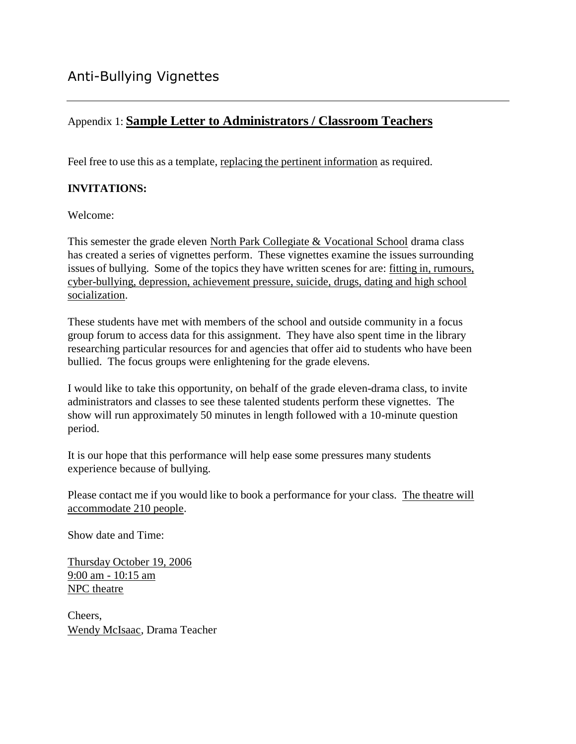# Anti-Bullying Vignettes

---

Appendix 1: **Sample Letter to Administrators / Classroom Teachers**

Feel free to use this as a template, replacing the pertinent information as required.

**INVITATIONS:**

Welcome:

This semester the grade eleven North Park Collegiate & Vocational School drama class has created a series of vignettes perform. These vignettes examine the issues surrounding issues of bullying. Some of the topics they have written scenes for are: fitting in, rumours, cyber-bullying, depression, achievement pressure, suicide, drugs, dating and high school socialization.

These students have met with members of the school and outside community in a focus group forum to access data for this assignment. They have also spent time in the library researching particular resources for and agencies that offer aid to students who have been bullied. The focus groups were enlightening for the grade elevens.

I would like to take this opportunity, on behalf of the grade eleven-drama class, to invite administrators and classes to see these talented students perform these vignettes. The show will run approximately 50 minutes in length followed with a 10-minute question period.

It is our hope that this performance will help ease some pressures many students experience because of bullying.

Please contact me if you would like to book a performance for your class. The theatre will accommodate 210 people.

Show date and Time:

Thursday October 19, 2006
9:00 am - 10:15 am
NPC theatre

Cheers,
Wendy McIsaac, Drama Teacher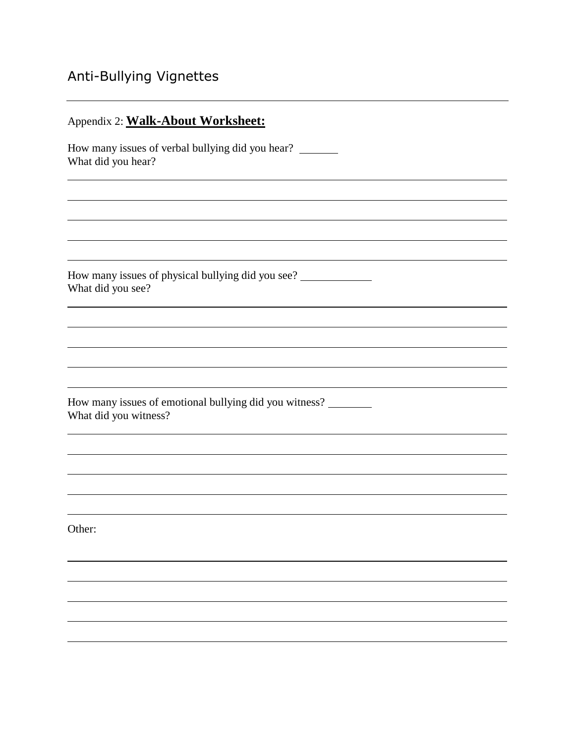Anti-Bullying Vignettes

Appendix 2: **Walk-About Worksheet:**

How many issues of verbal bullying did you hear? _______
What did you hear?

________________________________________________________________________

________________________________________________________________________

________________________________________________________________________

________________________________________________________________________

________________________________________________________________________

How many issues of physical bullying did you see? ____________
What did you see?

________________________________________________________________________

________________________________________________________________________

________________________________________________________________________

________________________________________________________________________

________________________________________________________________________

How many issues of emotional bullying did you witness? ________
What did you witness?

________________________________________________________________________

________________________________________________________________________

________________________________________________________________________

________________________________________________________________________

________________________________________________________________________

Other:

________________________________________________________________________

________________________________________________________________________

________________________________________________________________________

________________________________________________________________________

________________________________________________________________________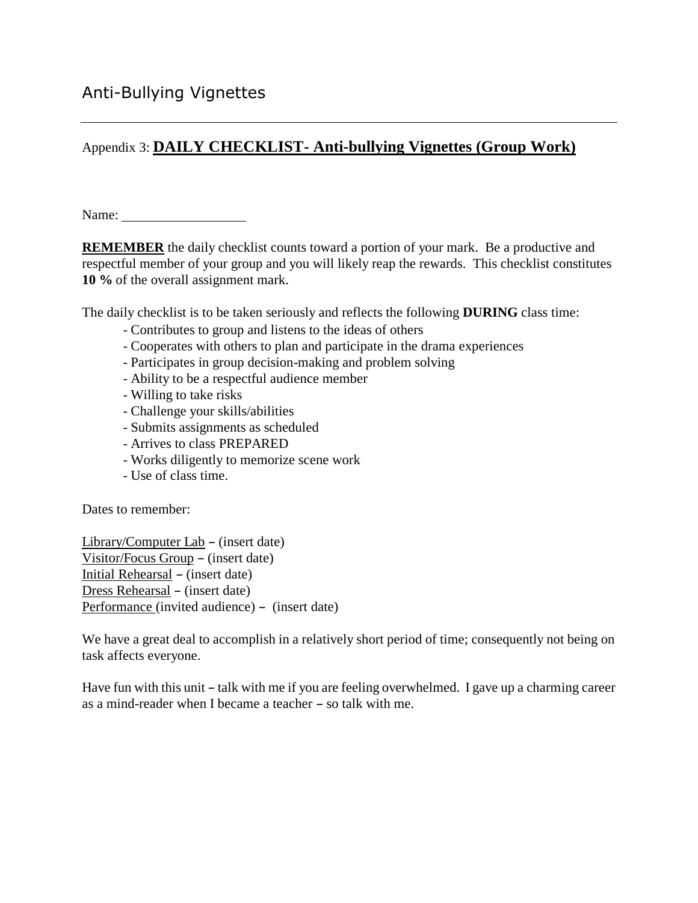Appendix 3: **DAILY CHECKLIST- Anti-bullying Vignettes (Group Work)**

Name: ___________________

**REMEMBER** the daily checklist counts toward a portion of your mark. Be a productive and respectful member of your group and you will likely reap the rewards. This checklist constitutes **10 %** of the overall assignment mark.

The daily checklist is to be taken seriously and reflects the following **DURING** class time:

- Contributes to group and listens to the ideas of others
- Cooperates with others to plan and participate in the drama experiences
- Participates in group decision-making and problem solving
- Ability to be a respectful audience member
- Willing to take risks
- Challenge your skills/abilities
- Submits assignments as scheduled
- Arrives to class PREPARED
- Works diligently to memorize scene work
- Use of class time.

Dates to remember:

Library/Computer Lab – (insert date)
Visitor/Focus Group – (insert date)
Initial Rehearsal – (insert date)
Dress Rehearsal – (insert date)
Performance (invited audience) – (insert date)

We have a great deal to accomplish in a relatively short period of time; consequently not being on task affects everyone.

Have fun with this unit – talk with me if you are feeling overwhelmed. I gave up a charming career as a mind-reader when I became a teacher – so talk with me.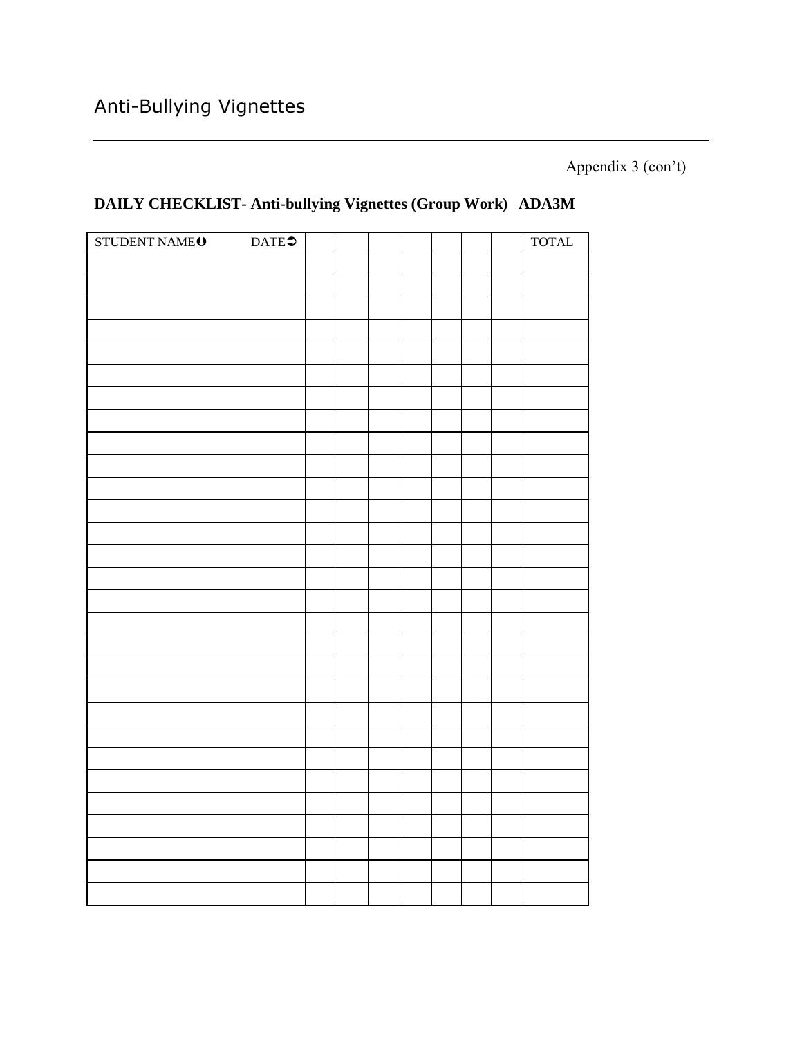Appendix 3 (con't)

**DAILY CHECKLIST- Anti-bullying Vignettes (Group Work) ADA3M**

| STUDENT NAME↓ DATE➲ | | | | | | | | TOTAL |
|---|---|---|---|---|---|---|---|---|
| | | | | | | | | |
| | | | | | | | | |
| | | | | | | | | |
| | | | | | | | | |
| | | | | | | | | |
| | | | | | | | | |
| | | | | | | | | |
| | | | | | | | | |
| | | | | | | | | |
| | | | | | | | | |
| | | | | | | | | |
| | | | | | | | | |
| | | | | | | | | |
| | | | | | | | | |
| | | | | | | | | |
| | | | | | | | | |
| | | | | | | | | |
| | | | | | | | | |
| | | | | | | | | |
| | | | | | | | | |
| | | | | | | | | |
| | | | | | | | | |
| | | | | | | | | |
| | | | | | | | | |
| | | | | | | | | |
| | | | | | | | | |
| | | | | | | | | |
| | | | | | | | | |
| | | | | | | | | |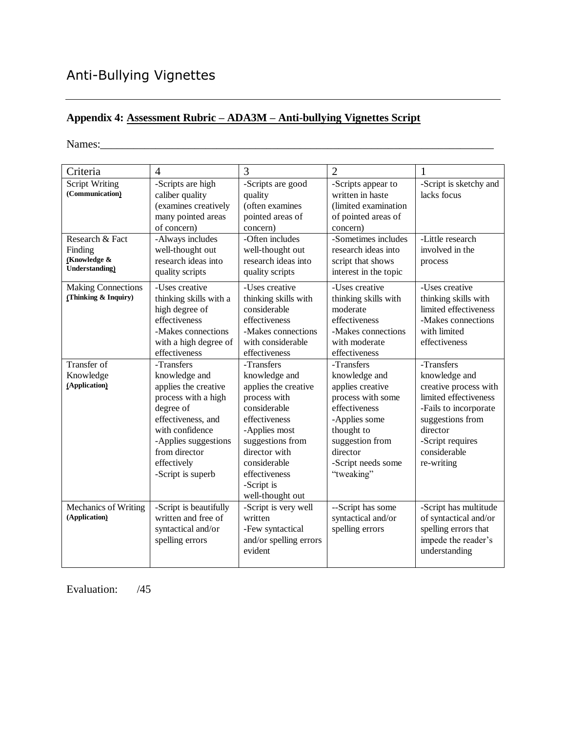# Anti-Bullying Vignettes

**Appendix 4: Assessment Rubric – ADA3M – Anti-bullying Vignettes Script**

Names:\_\_\_\_\_\_\_\_\_\_\_\_\_\_\_\_\_\_\_\_\_\_\_\_\_\_\_\_\_\_\_\_\_\_\_\_\_\_\_\_\_\_\_\_\_\_\_\_\_\_\_\_\_\_\_\_\_\_\_\_\_\_\_\_\_\_\_\_

| Criteria | 4 | 3 | 2 | 1 |
|---|---|---|---|---|
| Script Writing **(Communication)** | -Scripts are high caliber quality (examines creatively many pointed areas of concern) | -Scripts are good quality (often examines pointed areas of concern) | -Scripts appear to written in haste (limited examination of pointed areas of concern) | -Script is sketchy and lacks focus |
| Research & Fact Finding **(Knowledge & Understanding)** | -Always includes well-thought out research ideas into quality scripts | -Often includes well-thought out research ideas into quality scripts | -Sometimes includes research ideas into script that shows interest in the topic | -Little research involved in the process |
| Making Connections **(Thinking & Inquiry)** | -Uses creative thinking skills with a high degree of effectiveness<br>-Makes connections with a high degree of effectiveness | -Uses creative thinking skills with considerable effectiveness<br>-Makes connections with considerable effectiveness | -Uses creative thinking skills with moderate effectiveness<br>-Makes connections with moderate effectiveness | -Uses creative thinking skills with limited effectiveness<br>-Makes connections with limited effectiveness |
| Transfer of Knowledge **(Application)** | -Transfers knowledge and applies the creative process with a high degree of effectiveness, and with confidence<br>-Applies suggestions from director effectively<br>-Script is superb | -Transfers knowledge and applies the creative process with considerable effectiveness<br>-Applies most suggestions from director with considerable effectiveness<br>-Script is well-thought out | -Transfers knowledge and applies creative process with some effectiveness<br>-Applies some thought to suggestion from director<br>-Script needs some "tweaking" | -Transfers knowledge and creative process with limited effectiveness<br>-Fails to incorporate suggestions from director<br>-Script requires considerable re-writing |
| Mechanics of Writing **(Application)** | -Script is beautifully written and free of syntactical and/or spelling errors | -Script is very well written<br>-Few syntactical and/or spelling errors evident | --Script has some syntactical and/or spelling errors | -Script has multitude of syntactical and/or spelling errors that impede the reader's understanding |

Evaluation: /45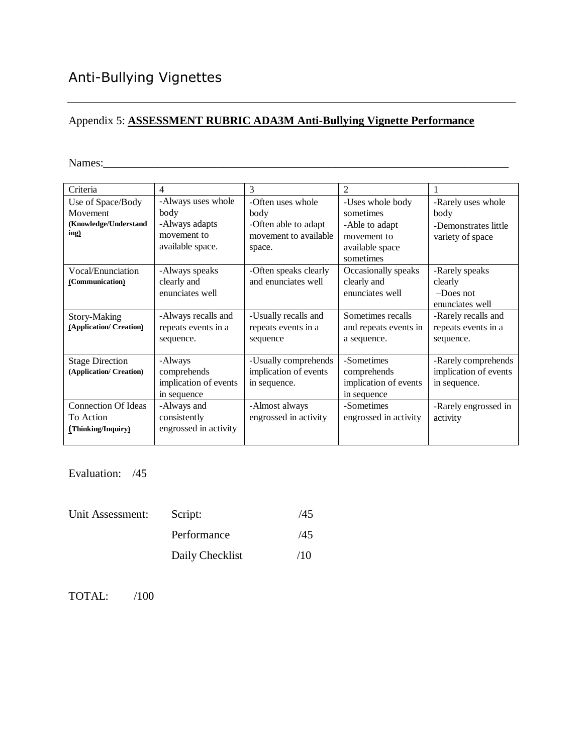# Anti-Bullying Vignettes

Appendix 5: **ASSESSMENT RUBRIC ADA3M Anti-Bullying Vignette Performance**

Names:_______________________________________________________________________

| Criteria | 4 | 3 | 2 | 1 |
|---|---|---|---|---|
| Use of Space/Body Movement **(Knowledge/Understanding)** | -Always uses whole body<br>-Always adapts movement to available space. | -Often uses whole body<br>-Often able to adapt movement to available space. | -Uses whole body sometimes<br>-Able to adapt movement to available space sometimes | -Rarely uses whole body<br>-Demonstrates little variety of space |
| Vocal/Enunciation **(Communication)** | -Always speaks clearly and enunciates well | -Often speaks clearly and enunciates well | Occasionally speaks clearly and enunciates well | -Rarely speaks clearly<br>–Does not enunciates well |
| Story-Making **(Application/ Creation)** | -Always recalls and repeats events in a sequence. | -Usually recalls and repeats events in a sequence | Sometimes recalls and repeats events in a sequence. | -Rarely recalls and repeats events in a sequence. |
| Stage Direction **(Application/ Creation)** | -Always comprehends implication of events in sequence | -Usually comprehends implication of events in sequence. | -Sometimes comprehends implication of events in sequence | -Rarely comprehends implication of events in sequence. |
| Connection Of Ideas To Action **(Thinking/Inquiry)** | -Always and consistently engrossed in activity | -Almost always engrossed in activity | -Sometimes engrossed in activity | -Rarely engrossed in activity |

Evaluation: /45

Unit Assessment: Script: /45

Performance /45

Daily Checklist /10

TOTAL: /100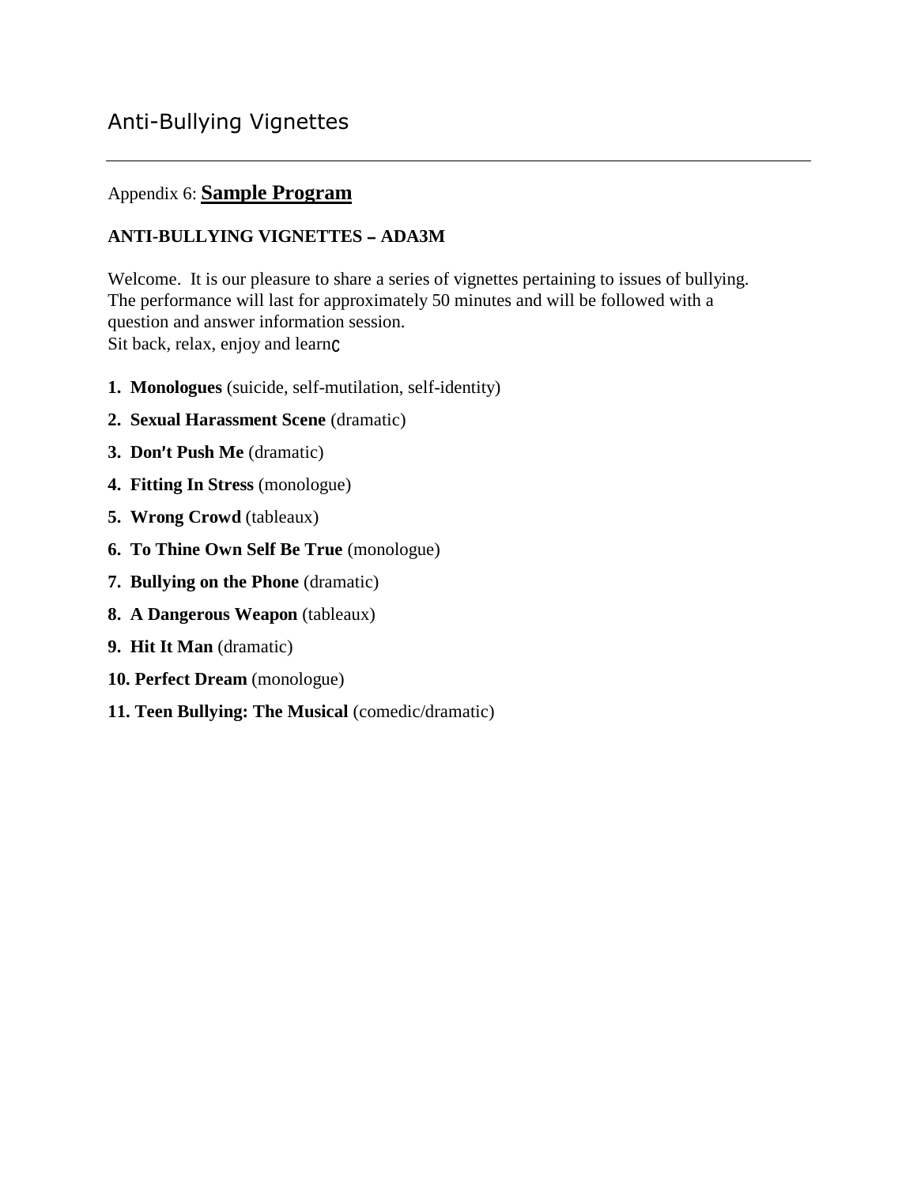Appendix 6: **Sample Program**

**ANTI-BULLYING VIGNETTES – ADA3M**

Welcome. It is our pleasure to share a series of vignettes pertaining to issues of bullying. The performance will last for approximately 50 minutes and will be followed with a question and answer information session.
Sit back, relax, enjoy and learnC

1. **Monologues** (suicide, self-mutilation, self-identity)
2. **Sexual Harassment Scene** (dramatic)
3. **Don't Push Me** (dramatic)
4. **Fitting In Stress** (monologue)
5. **Wrong Crowd** (tableaux)
6. **To Thine Own Self Be True** (monologue)
7. **Bullying on the Phone** (dramatic)
8. **A Dangerous Weapon** (tableaux)
9. **Hit It Man** (dramatic)
10. **Perfect Dream** (monologue)
11. **Teen Bullying: The Musical** (comedic/dramatic)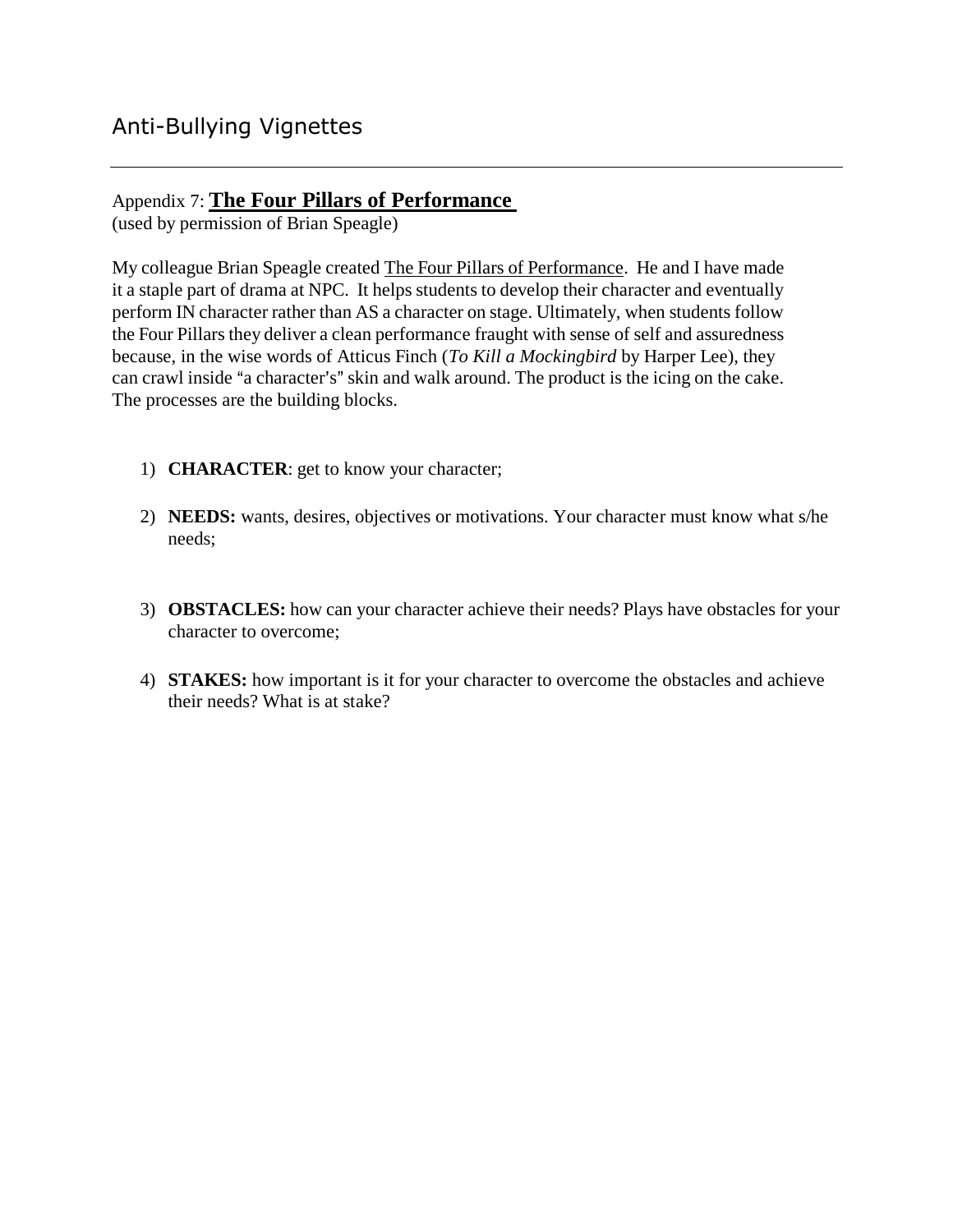Appendix 7: **The Four Pillars of Performance**
(used by permission of Brian Speagle)

My colleague Brian Speagle created The Four Pillars of Performance. He and I have made it a staple part of drama at NPC. It helps students to develop their character and eventually perform IN character rather than AS a character on stage. Ultimately, when students follow the Four Pillars they deliver a clean performance fraught with sense of self and assuredness because, in the wise words of Atticus Finch (*To Kill a Mockingbird* by Harper Lee), they can crawl inside "a character's" skin and walk around. The product is the icing on the cake. The processes are the building blocks.

1) **CHARACTER**: get to know your character;

2) **NEEDS:** wants, desires, objectives or motivations. Your character must know what s/he needs;

3) **OBSTACLES:** how can your character achieve their needs? Plays have obstacles for your character to overcome;

4) **STAKES:** how important is it for your character to overcome the obstacles and achieve their needs? What is at stake?